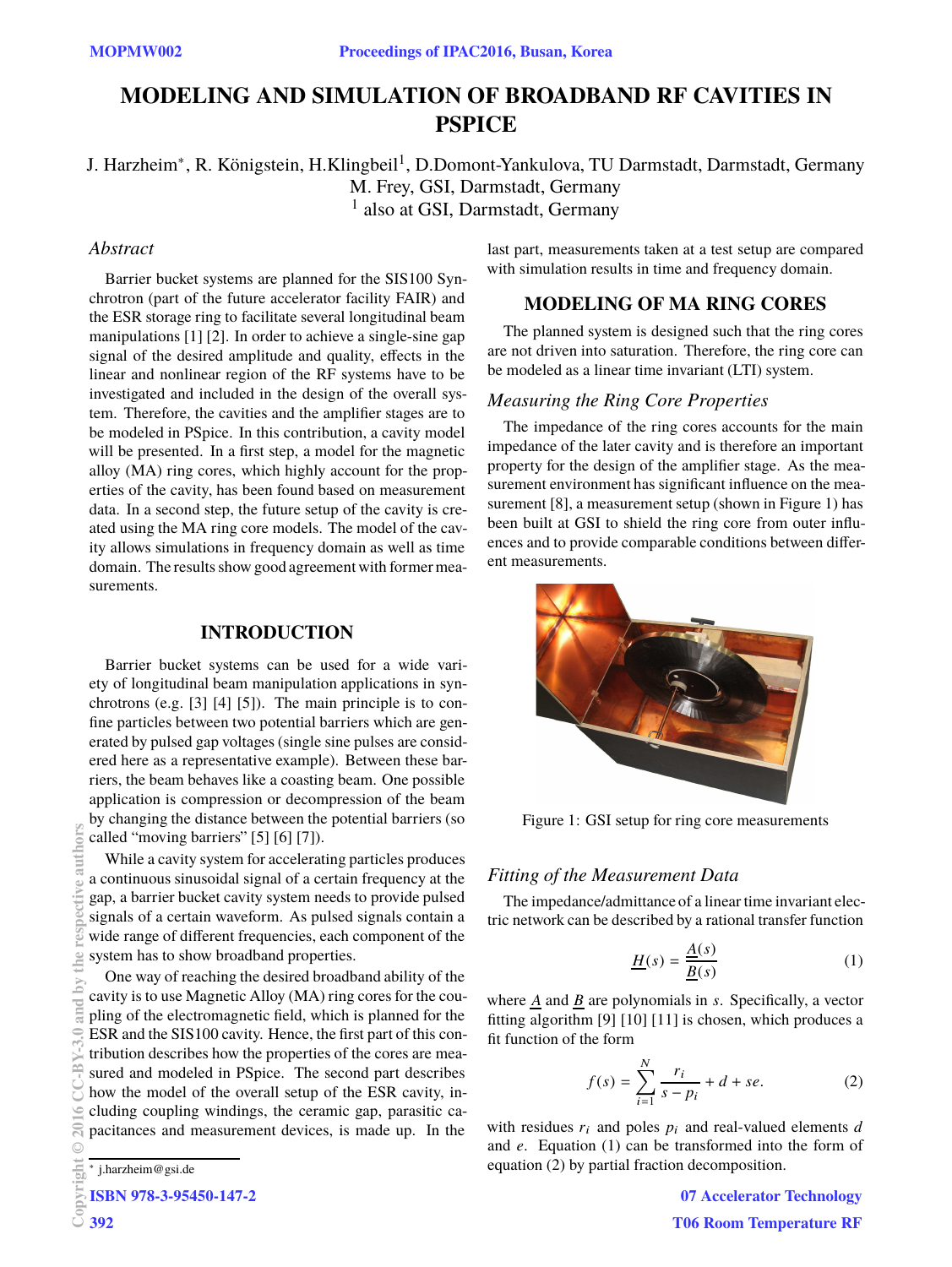# MODELING AND SIMULATION OF BROADBAND RF CAVITIES IN PSPICE

J. Harzheim*, R. Königstein, H.Klingbeil[1], D.Domont-Yankulova, TU Darmstadt, Darmstadt, Germany
M. Frey, GSI, Darmstadt, Germany
[1] also at GSI, Darmstadt, Germany

## *Abstract*

Barrier bucket systems are planned for the SIS100 Synchrotron (part of the future accelerator facility FAIR) and the ESR storage ring to facilitate several longitudinal beam manipulations [1] [2]. In order to achieve a single-sine gap signal of the desired amplitude and quality, effects in the linear and nonlinear region of the RF systems have to be investigated and included in the design of the overall system. Therefore, the cavities and the amplifier stages are to be modeled in PSpice. In this contribution, a cavity model will be presented. In a first step, a model for the magnetic alloy (MA) ring cores, which highly account for the properties of the cavity, has been found based on measurement data. In a second step, the future setup of the cavity is created using the MA ring core models. The model of the cavity allows simulations in frequency domain as well as time domain. The results show good agreement with former measurements.

## INTRODUCTION

Barrier bucket systems can be used for a wide variety of longitudinal beam manipulation applications in synchrotrons (e.g. [3] [4] [5]). The main principle is to confine particles between two potential barriers which are generated by pulsed gap voltages (single sine pulses are considered here as a representative example). Between these barriers, the beam behaves like a coasting beam. One possible application is compression or decompression of the beam by changing the distance between the potential barriers (so called “moving barriers” [5] [6] [7]).

While a cavity system for accelerating particles produces a continuous sinusoidal signal of a certain frequency at the gap, a barrier bucket cavity system needs to provide pulsed signals of a certain waveform. As pulsed signals contain a wide range of different frequencies, each component of the system has to show broadband properties.

One way of reaching the desired broadband ability of the cavity is to use Magnetic Alloy (MA) ring cores for the coupling of the electromagnetic field, which is planned for the ESR and the SIS100 cavity. Hence, the first part of this contribution describes how the properties of the cores are measured and modeled in PSpice. The second part describes how the model of the overall setup of the ESR cavity, including coupling windings, the ceramic gap, parasitic capacitances and measurement devices, is made up. In the last part, measurements taken at a test setup are compared with simulation results in time and frequency domain.

\* j.harzheim@gsi.de

## MODELING OF MA RING CORES

The planned system is designed such that the ring cores are not driven into saturation. Therefore, the ring core can be modeled as a linear time invariant (LTI) system.

### *Measuring the Ring Core Properties*

The impedance of the ring cores accounts for the main impedance of the later cavity and is therefore an important property for the design of the amplifier stage. As the measurement environment has significant influence on the measurement [8], a measurement setup (shown in Figure 1) has been built at GSI to shield the ring core from outer influences and to provide comparable conditions between different measurements.

Figure 1: GSI setup for ring core measurements

### *Fitting of the Measurement Data*

The impedance/admittance of a linear time invariant electric network can be described by a rational transfer function

$$\underline{H}(s) = \frac{\underline{A}(s)}{\underline{B}(s)} \tag{1}$$

where $\underline{A}$ and $\underline{B}$ are polynomials in $s$. Specifically, a vector fitting algorithm [9] [10] [11] is chosen, which produces a fit function of the form

$$f(s) = \sum_{i=1}^{N} \frac{r_i}{s - p_i} + d + se. \tag{2}$$

with residues $r_i$ and poles $p_i$ and real-valued elements $d$ and $e$. Equation (1) can be transformed into the form of equation (2) by partial fraction decomposition.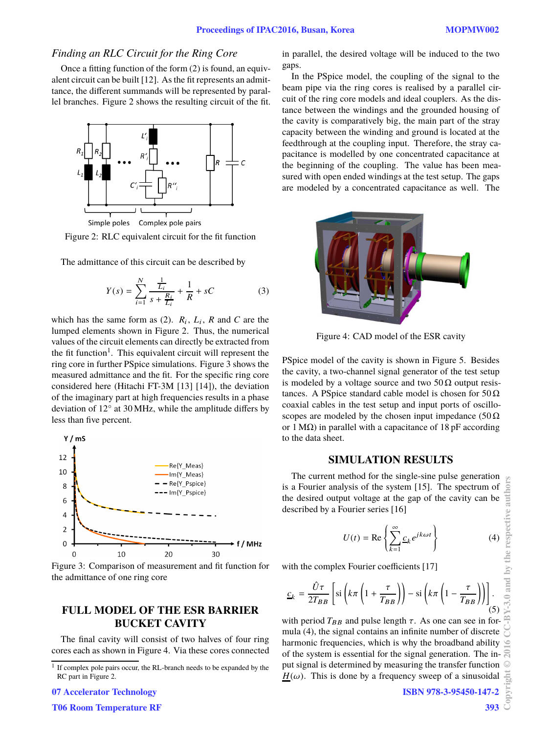### *Finding an RLC Circuit for the Ring Core*

Once a fitting function of the form (2) is found, an equivalent circuit can be built [12]. As the fit represents an admittance, the different summands will be represented by parallel branches. Figure 2 shows the resulting circuit of the fit.

Figure 2: RLC equivalent circuit for the fit function

The admittance of this circuit can be described by

$$Y(s) = \sum_{i=1}^{N} \frac{\frac{1}{L_i}}{s + \frac{R_i}{L_i}} + \frac{1}{R} + sC \tag{3}$$

which has the same form as (2). $R_i$, $L_i$, $R$ and $C$ are the lumped elements shown in Figure 2. Thus, the numerical values of the circuit elements can directly be extracted from the fit function[1]. This equivalent circuit will represent the ring core in further PSpice simulations. Figure 3 shows the measured admittance and the fit. For the specific ring core considered here (Hitachi FT-3M [13] [14]), the deviation of the imaginary part at high frequencies results in a phase deviation of 12° at 30 MHz, while the amplitude differs by less than five percent.

Figure 3: Comparison of measurement and fit function for the admittance of one ring core

## FULL MODEL OF THE ESR BARRIER BUCKET CAVITY

The final cavity will consist of two halves of four ring cores each as shown in Figure 4. Via these cores connected in parallel, the desired voltage will be induced to the two gaps.

In the PSpice model, the coupling of the signal to the beam pipe via the ring cores is realised by a parallel circuit of the ring core models and ideal couplers. As the distance between the windings and the grounded housing of the cavity is comparatively big, the main part of the stray capacity between the winding and ground is located at the feedthrough at the coupling input. Therefore, the stray capacitance is modelled by one concentrated capacitance at the beginning of the coupling. The value has been measured with open ended windings at the test setup. The gaps are modeled by a concentrated capacitance as well. The PSpice model of the cavity is shown in Figure 5. Besides the cavity, a two-channel signal generator of the test setup is modeled by a voltage source and two 50 Ω output resistances. A PSpice standard cable model is chosen for 50 Ω coaxial cables in the test setup and input ports of oscilloscopes are modeled by the chosen input impedance (50 Ω or 1 MΩ) in parallel with a capacitance of 18 pF according to the data sheet.

Figure 4: CAD model of the ESR cavity

## SIMULATION RESULTS

The current method for the single-sine pulse generation is a Fourier analysis of the system [15]. The spectrum of the desired output voltage at the gap of the cavity can be described by a Fourier series [16]

$$U(t) = \mathrm{Re}\left\{\sum_{k=1}^{\infty} \underline{c}_k e^{jk\omega t}\right\} \tag{4}$$

with the complex Fourier coefficients [17]

$$\underline{c}_k = \frac{\hat{U}\tau}{2T_{BB}}\left[\mathrm{si}\left(k\pi\left(1+\frac{\tau}{T_{BB}}\right)\right) - \mathrm{si}\left(k\pi\left(1-\frac{\tau}{T_{BB}}\right)\right)\right]. \tag{5}$$

with period $T_{BB}$ and pulse length $\tau$. As one can see in formula (4), the signal contains an infinite number of discrete harmonic frequencies, which is why the broadband ability of the system is essential for the signal generation. The input signal is determined by measuring the transfer function $\underline{H}(\omega)$. This is done by a frequency sweep of a sinusoidal

[1] If complex pole pairs occur, the RL-branch needs to be expanded by the RC part in Figure 2.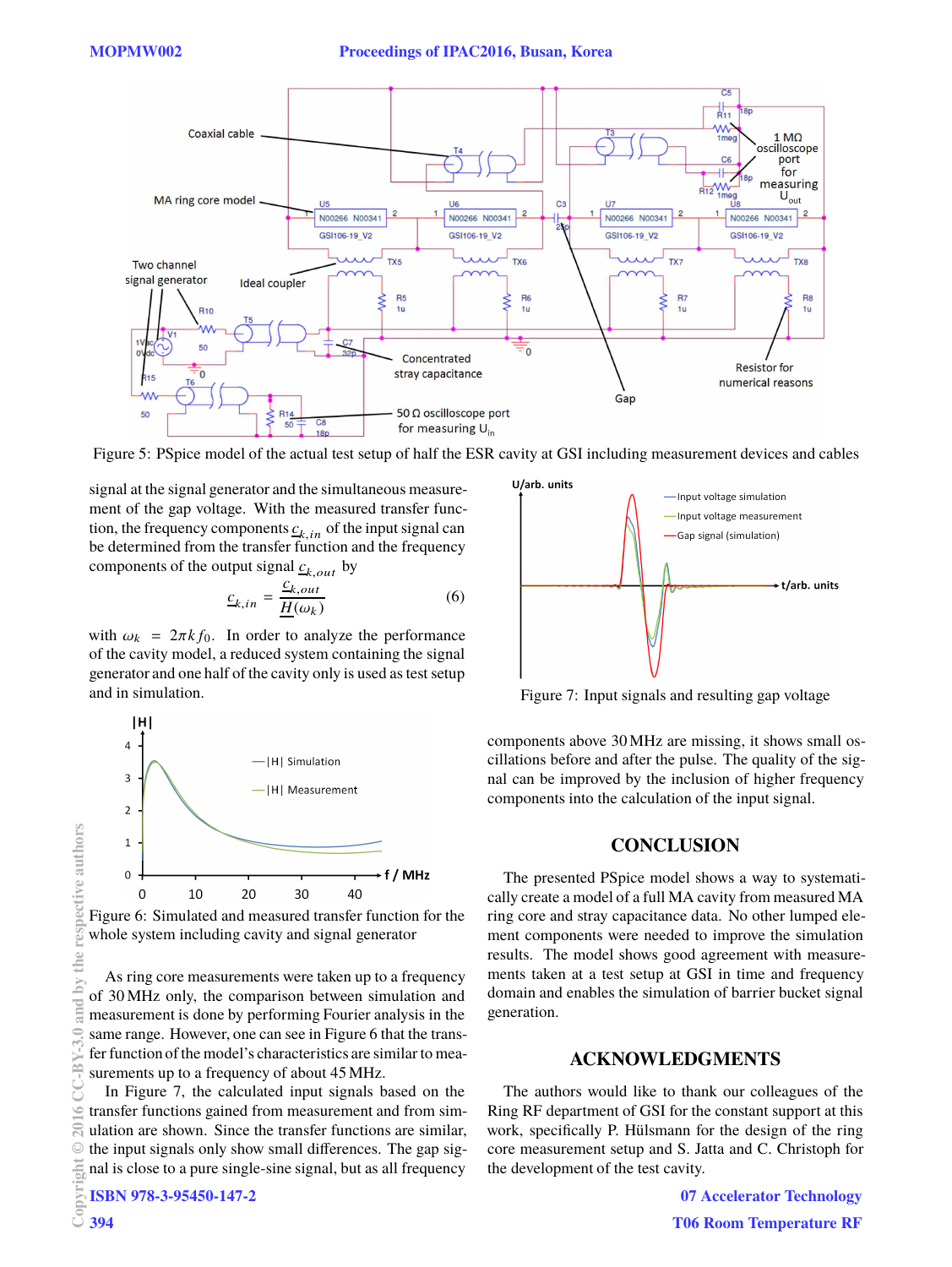Figure 5: PSpice model of the actual test setup of half the ESR cavity at GSI including measurement devices and cables

signal at the signal generator and the simultaneous measurement of the gap voltage. With the measured transfer function, the frequency components $\underline{c}_{k,in}$ of the input signal can be determined from the transfer function and the frequency components of the output signal $\underline{c}_{k,out}$ by

$$\underline{c}_{k,in} = \frac{\underline{c}_{k,out}}{\underline{H}(\omega_k)} \tag{6}$$

with $\omega_k = 2\pi k f_0$. In order to analyze the performance of the cavity model, a reduced system containing the signal generator and one half of the cavity only is used as test setup and in simulation.

Figure 6: Simulated and measured transfer function for the whole system including cavity and signal generator

As ring core measurements were taken up to a frequency of 30 MHz only, the comparison between simulation and measurement is done by performing Fourier analysis in the same range. However, one can see in Figure 6 that the transfer function of the model's characteristics are similar to measurements up to a frequency of about 45 MHz.

In Figure 7, the calculated input signals based on the transfer functions gained from measurement and from simulation are shown. Since the transfer functions are similar, the input signals only show small differences. The gap signal is close to a pure single-sine signal, but as all frequency components above 30 MHz are missing, it shows small oscillations before and after the pulse. The quality of the signal can be improved by the inclusion of higher frequency components into the calculation of the input signal.

Figure 7: Input signals and resulting gap voltage

## CONCLUSION

The presented PSpice model shows a way to systematically create a model of a full MA cavity from measured MA ring core and stray capacitance data. No other lumped element components were needed to improve the simulation results. The model shows good agreement with measurements taken at a test setup at GSI in time and frequency domain and enables the simulation of barrier bucket signal generation.

## ACKNOWLEDGMENTS

The authors would like to thank our colleagues of the Ring RF department of GSI for the constant support at this work, specifically P. Hülsmann for the design of the ring core measurement setup and S. Jatta and C. Christoph for the development of the test cavity.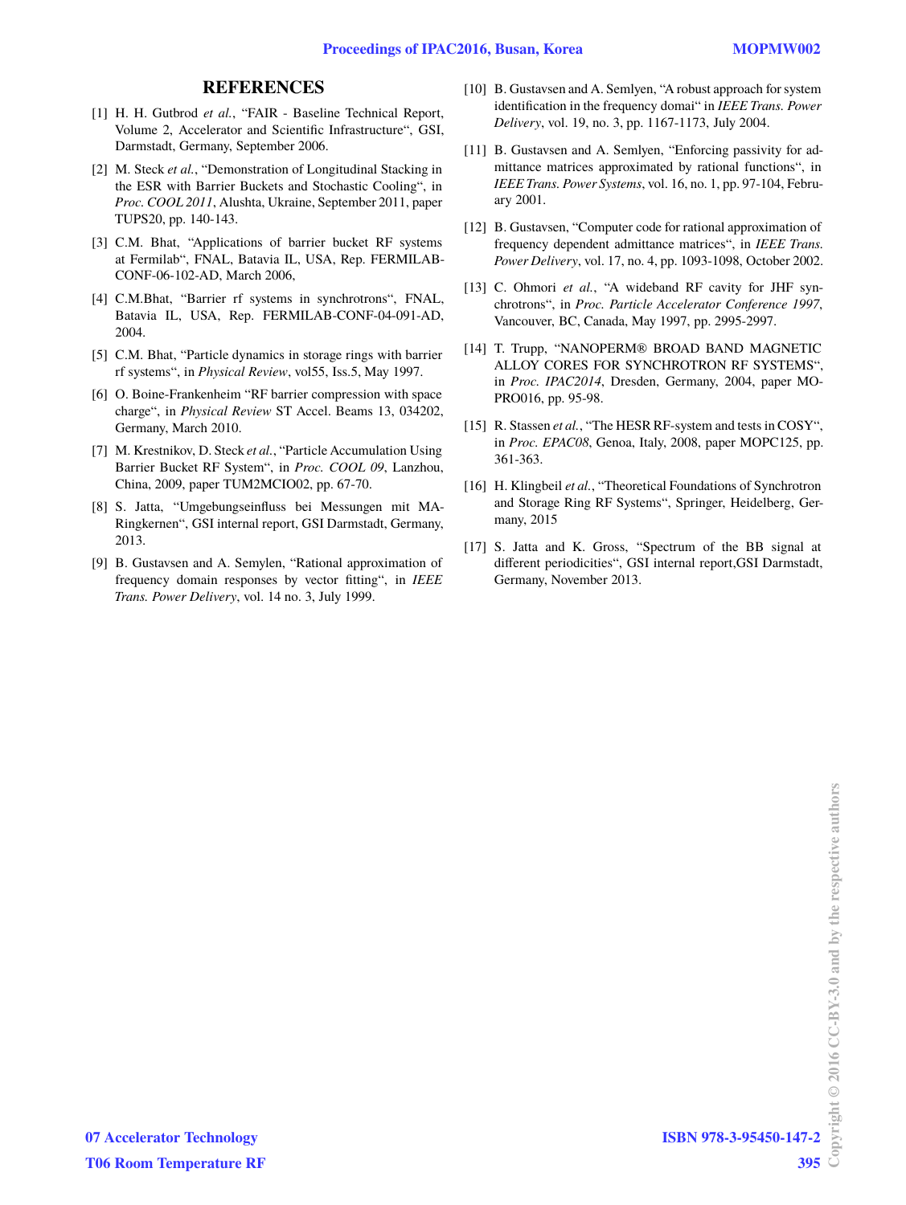## REFERENCES

[1] H. H. Gutbrod *et al.*, "FAIR - Baseline Technical Report, Volume 2, Accelerator and Scientific Infrastructure", GSI, Darmstadt, Germany, September 2006.

[2] M. Steck *et al.*, "Demonstration of Longitudinal Stacking in the ESR with Barrier Buckets and Stochastic Cooling", in *Proc. COOL 2011*, Alushta, Ukraine, September 2011, paper TUPS20, pp. 140-143.

[3] C.M. Bhat, "Applications of barrier bucket RF systems at Fermilab", FNAL, Batavia IL, USA, Rep. FERMILAB-CONF-06-102-AD, March 2006,

[4] C.M.Bhat, "Barrier rf systems in synchrotrons", FNAL, Batavia IL, USA, Rep. FERMILAB-CONF-04-091-AD, 2004.

[5] C.M. Bhat, "Particle dynamics in storage rings with barrier rf systems", in *Physical Review*, vol55, Iss.5, May 1997.

[6] O. Boine-Frankenheim "RF barrier compression with space charge", in *Physical Review* ST Accel. Beams 13, 034202, Germany, March 2010.

[7] M. Krestnikov, D. Steck *et al.*, "Particle Accumulation Using Barrier Bucket RF System", in *Proc. COOL 09*, Lanzhou, China, 2009, paper TUM2MCIO02, pp. 67-70.

[8] S. Jatta, "Umgebungseinfluss bei Messungen mit MA-Ringkernen", GSI internal report, GSI Darmstadt, Germany, 2013.

[9] B. Gustavsen and A. Semylen, "Rational approximation of frequency domain responses by vector fitting", in *IEEE Trans. Power Delivery*, vol. 14 no. 3, July 1999.

[10] B. Gustavsen and A. Semlyen, "A robust approach for system identification in the frequency domai" in *IEEE Trans. Power Delivery*, vol. 19, no. 3, pp. 1167-1173, July 2004.

[11] B. Gustavsen and A. Semlyen, "Enforcing passivity for admittance matrices approximated by rational functions", in *IEEE Trans. Power Systems*, vol. 16, no. 1, pp. 97-104, February 2001.

[12] B. Gustavsen, "Computer code for rational approximation of frequency dependent admittance matrices", in *IEEE Trans. Power Delivery*, vol. 17, no. 4, pp. 1093-1098, October 2002.

[13] C. Ohmori *et al.*, "A wideband RF cavity for JHF synchrotrons", in *Proc. Particle Accelerator Conference 1997*, Vancouver, BC, Canada, May 1997, pp. 2995-2997.

[14] T. Trupp, "NANOPERM® BROAD BAND MAGNETIC ALLOY CORES FOR SYNCHROTRON RF SYSTEMS", in *Proc. IPAC2014*, Dresden, Germany, 2004, paper MOPRO016, pp. 95-98.

[15] R. Stassen *et al.*, "The HESR RF-system and tests in COSY", in *Proc. EPAC08*, Genoa, Italy, 2008, paper MOPC125, pp. 361-363.

[16] H. Klingbeil *et al.*, "Theoretical Foundations of Synchrotron and Storage Ring RF Systems", Springer, Heidelberg, Germany, 2015

[17] S. Jatta and K. Gross, "Spectrum of the BB signal at different periodicities", GSI internal report,GSI Darmstadt, Germany, November 2013.